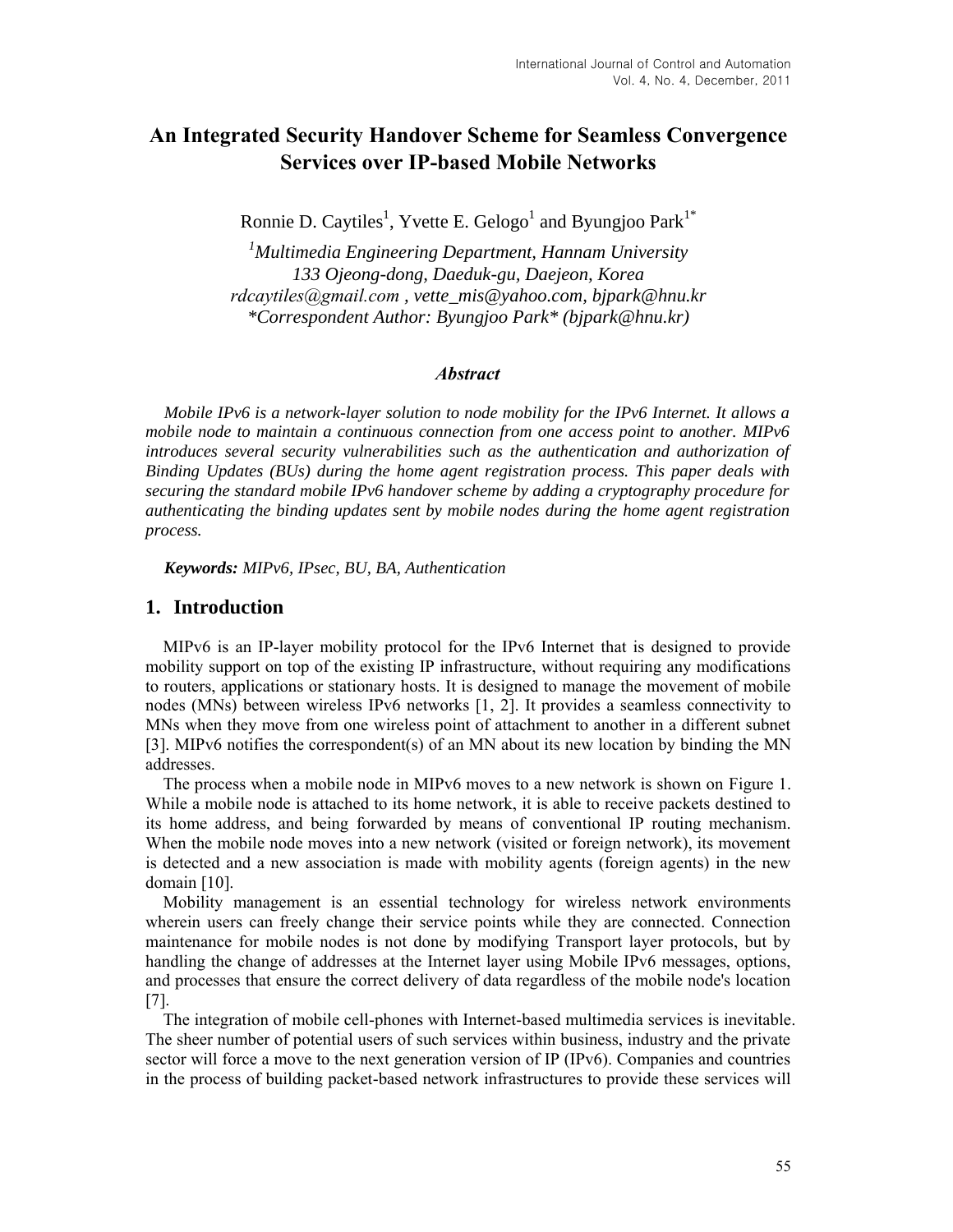# An Integrated Security Handover Scheme for Seamless Convergence Services over IP-based Mobile Networks

Ronnie D. Caytiles[1], Yvette E. Gelogo[1] and Byungjoo Park[1*]

*[1]Multimedia Engineering Department, Hannam University*
*133 Ojeong-dong, Daeduk-gu, Daejeon, Korea*
*rdcaytiles@gmail.com , vette_mis@yahoo.com, bjpark@hnu.kr*
*\*Correspondent Author: Byungjoo Park\* (bjpark@hnu.kr)*

### *Abstract*

*Mobile IPv6 is a network-layer solution to node mobility for the IPv6 Internet. It allows a mobile node to maintain a continuous connection from one access point to another. MIPv6 introduces several security vulnerabilities such as the authentication and authorization of Binding Updates (BUs) during the home agent registration process. This paper deals with securing the standard mobile IPv6 handover scheme by adding a cryptography procedure for authenticating the binding updates sent by mobile nodes during the home agent registration process.*

***Keywords:*** *MIPv6, IPsec, BU, BA, Authentication*

## 1. Introduction

MIPv6 is an IP-layer mobility protocol for the IPv6 Internet that is designed to provide mobility support on top of the existing IP infrastructure, without requiring any modifications to routers, applications or stationary hosts. It is designed to manage the movement of mobile nodes (MNs) between wireless IPv6 networks [1, 2]. It provides a seamless connectivity to MNs when they move from one wireless point of attachment to another in a different subnet [3]. MIPv6 notifies the correspondent(s) of an MN about its new location by binding the MN addresses.

The process when a mobile node in MIPv6 moves to a new network is shown on Figure 1. While a mobile node is attached to its home network, it is able to receive packets destined to its home address, and being forwarded by means of conventional IP routing mechanism. When the mobile node moves into a new network (visited or foreign network), its movement is detected and a new association is made with mobility agents (foreign agents) in the new domain [10].

Mobility management is an essential technology for wireless network environments wherein users can freely change their service points while they are connected. Connection maintenance for mobile nodes is not done by modifying Transport layer protocols, but by handling the change of addresses at the Internet layer using Mobile IPv6 messages, options, and processes that ensure the correct delivery of data regardless of the mobile node's location [7].

The integration of mobile cell-phones with Internet-based multimedia services is inevitable. The sheer number of potential users of such services within business, industry and the private sector will force a move to the next generation version of IP (IPv6). Companies and countries in the process of building packet-based network infrastructures to provide these services will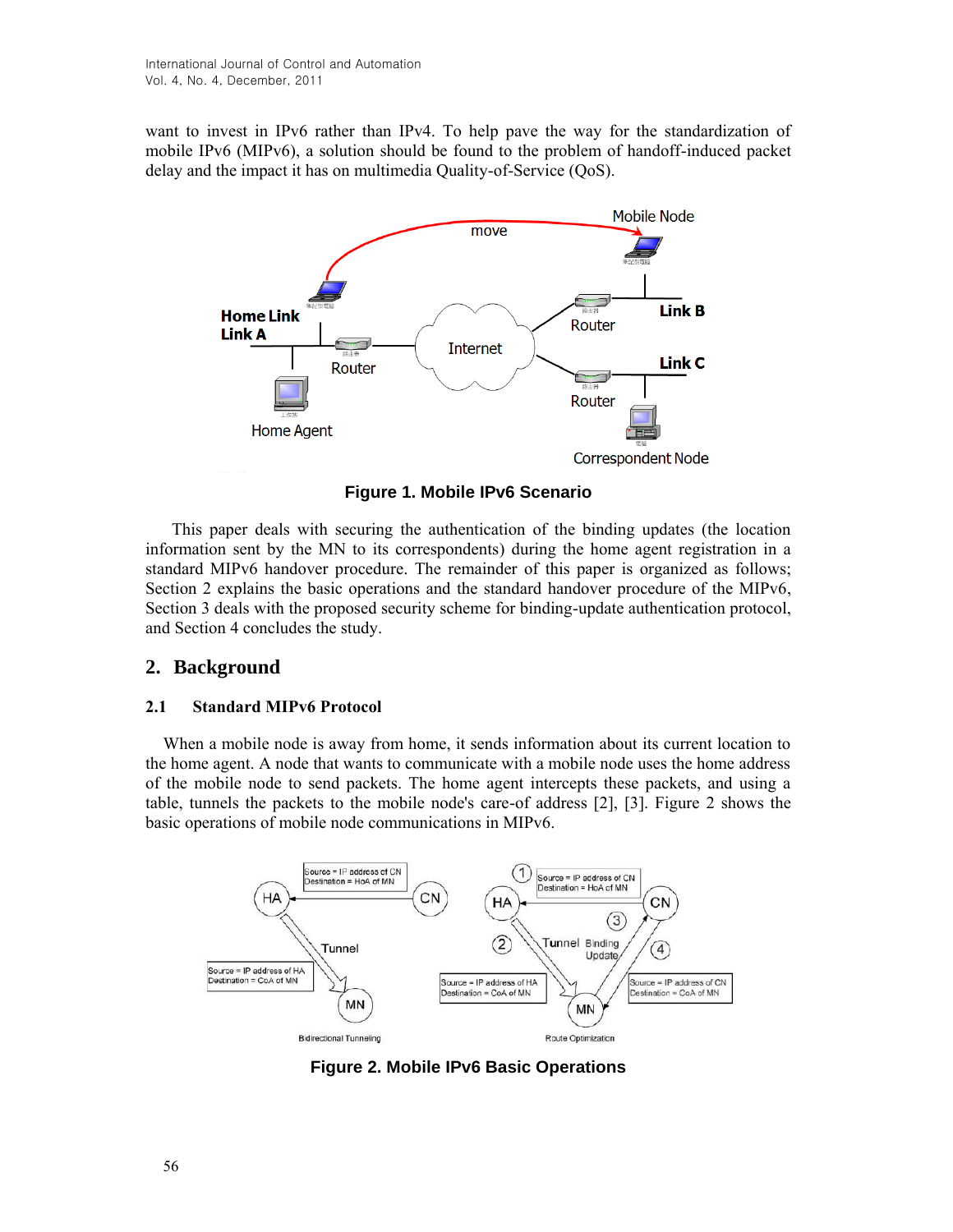want to invest in IPv6 rather than IPv4. To help pave the way for the standardization of mobile IPv6 (MIPv6), a solution should be found to the problem of handoff-induced packet delay and the impact it has on multimedia Quality-of-Service (QoS).

**Figure 1. Mobile IPv6 Scenario**

This paper deals with securing the authentication of the binding updates (the location information sent by the MN to its correspondents) during the home agent registration in a standard MIPv6 handover procedure. The remainder of this paper is organized as follows; Section 2 explains the basic operations and the standard handover procedure of the MIPv6, Section 3 deals with the proposed security scheme for binding-update authentication protocol, and Section 4 concludes the study.

## 2. Background

### 2.1 Standard MIPv6 Protocol

When a mobile node is away from home, it sends information about its current location to the home agent. A node that wants to communicate with a mobile node uses the home address of the mobile node to send packets. The home agent intercepts these packets, and using a table, tunnels the packets to the mobile node's care-of address [2], [3]. Figure 2 shows the basic operations of mobile node communications in MIPv6.

**Figure 2. Mobile IPv6 Basic Operations**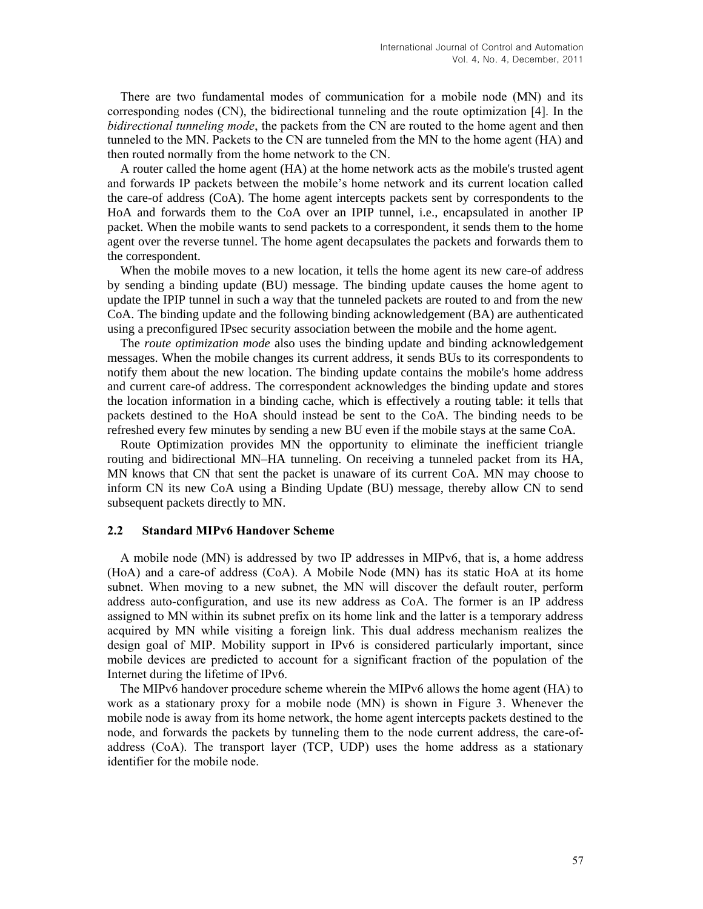There are two fundamental modes of communication for a mobile node (MN) and its corresponding nodes (CN), the bidirectional tunneling and the route optimization [4]. In the *bidirectional tunneling mode*, the packets from the CN are routed to the home agent and then tunneled to the MN. Packets to the CN are tunneled from the MN to the home agent (HA) and then routed normally from the home network to the CN.

A router called the home agent (HA) at the home network acts as the mobile's trusted agent and forwards IP packets between the mobile's home network and its current location called the care-of address (CoA). The home agent intercepts packets sent by correspondents to the HoA and forwards them to the CoA over an IPIP tunnel, i.e., encapsulated in another IP packet. When the mobile wants to send packets to a correspondent, it sends them to the home agent over the reverse tunnel. The home agent decapsulates the packets and forwards them to the correspondent.

When the mobile moves to a new location, it tells the home agent its new care-of address by sending a binding update (BU) message. The binding update causes the home agent to update the IPIP tunnel in such a way that the tunneled packets are routed to and from the new CoA. The binding update and the following binding acknowledgement (BA) are authenticated using a preconfigured IPsec security association between the mobile and the home agent.

The *route optimization mode* also uses the binding update and binding acknowledgement messages. When the mobile changes its current address, it sends BUs to its correspondents to notify them about the new location. The binding update contains the mobile's home address and current care-of address. The correspondent acknowledges the binding update and stores the location information in a binding cache, which is effectively a routing table: it tells that packets destined to the HoA should instead be sent to the CoA. The binding needs to be refreshed every few minutes by sending a new BU even if the mobile stays at the same CoA.

Route Optimization provides MN the opportunity to eliminate the inefficient triangle routing and bidirectional MN–HA tunneling. On receiving a tunneled packet from its HA, MN knows that CN that sent the packet is unaware of its current CoA. MN may choose to inform CN its new CoA using a Binding Update (BU) message, thereby allow CN to send subsequent packets directly to MN.

### 2.2 Standard MIPv6 Handover Scheme

A mobile node (MN) is addressed by two IP addresses in MIPv6, that is, a home address (HoA) and a care-of address (CoA). A Mobile Node (MN) has its static HoA at its home subnet. When moving to a new subnet, the MN will discover the default router, perform address auto-configuration, and use its new address as CoA. The former is an IP address assigned to MN within its subnet prefix on its home link and the latter is a temporary address acquired by MN while visiting a foreign link. This dual address mechanism realizes the design goal of MIP. Mobility support in IPv6 is considered particularly important, since mobile devices are predicted to account for a significant fraction of the population of the Internet during the lifetime of IPv6.

The MIPv6 handover procedure scheme wherein the MIPv6 allows the home agent (HA) to work as a stationary proxy for a mobile node (MN) is shown in Figure 3. Whenever the mobile node is away from its home network, the home agent intercepts packets destined to the node, and forwards the packets by tunneling them to the node current address, the care-of-address (CoA). The transport layer (TCP, UDP) uses the home address as a stationary identifier for the mobile node.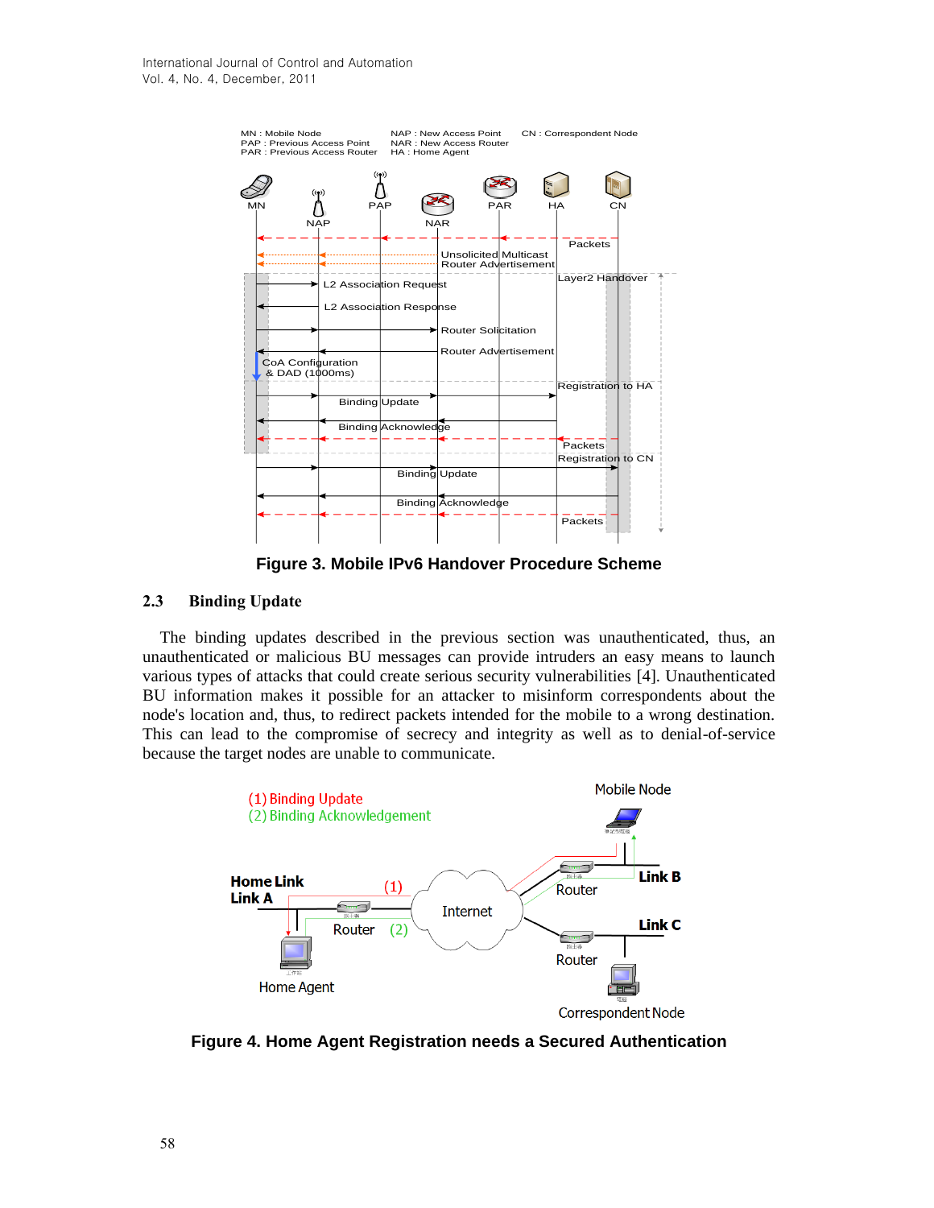Figure 3. Mobile IPv6 Handover Procedure Scheme

### 2.3 Binding Update

The binding updates described in the previous section was unauthenticated, thus, an unauthenticated or malicious BU messages can provide intruders an easy means to launch various types of attacks that could create serious security vulnerabilities [4]. Unauthenticated BU information makes it possible for an attacker to misinform correspondents about the node's location and, thus, to redirect packets intended for the mobile to a wrong destination. This can lead to the compromise of secrecy and integrity as well as to denial-of-service because the target nodes are unable to communicate.

Figure 4. Home Agent Registration needs a Secured Authentication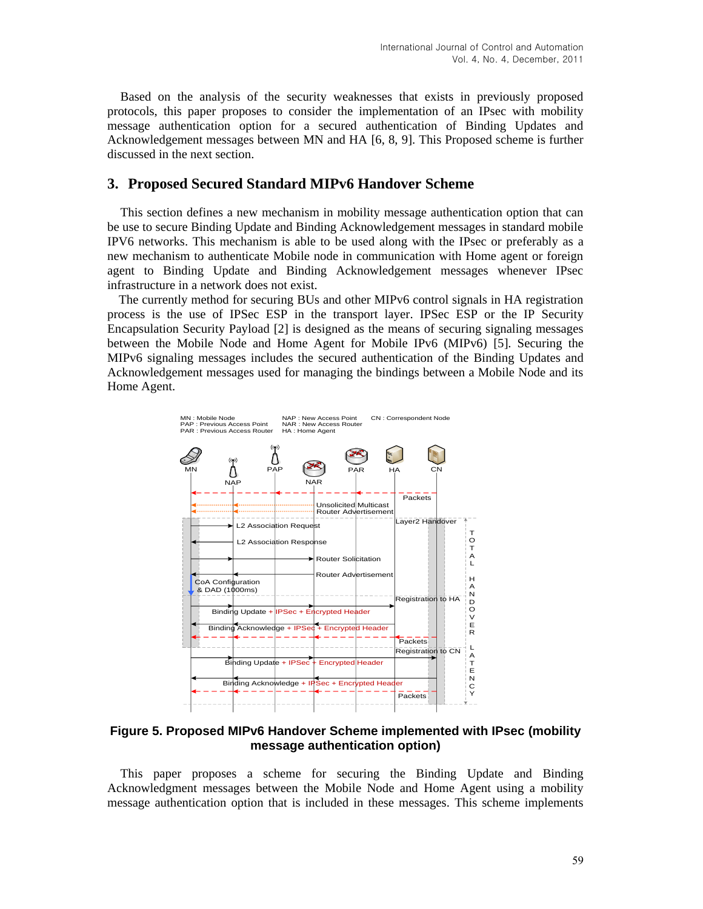Based on the analysis of the security weaknesses that exists in previously proposed protocols, this paper proposes to consider the implementation of an IPsec with mobility message authentication option for a secured authentication of Binding Updates and Acknowledgement messages between MN and HA [6, 8, 9]. This Proposed scheme is further discussed in the next section.

## 3. Proposed Secured Standard MIPv6 Handover Scheme

This section defines a new mechanism in mobility message authentication option that can be use to secure Binding Update and Binding Acknowledgement messages in standard mobile IPV6 networks. This mechanism is able to be used along with the IPsec or preferably as a new mechanism to authenticate Mobile node in communication with Home agent or foreign agent to Binding Update and Binding Acknowledgement messages whenever IPsec infrastructure in a network does not exist.

The currently method for securing BUs and other MIPv6 control signals in HA registration process is the use of IPSec ESP in the transport layer. IPSec ESP or the IP Security Encapsulation Security Payload [2] is designed as the means of securing signaling messages between the Mobile Node and Home Agent for Mobile IPv6 (MIPv6) [5]. Securing the MIPv6 signaling messages includes the secured authentication of the Binding Updates and Acknowledgement messages used for managing the bindings between a Mobile Node and its Home Agent.

**Figure 5. Proposed MIPv6 Handover Scheme implemented with IPsec (mobility message authentication option)**

This paper proposes a scheme for securing the Binding Update and Binding Acknowledgment messages between the Mobile Node and Home Agent using a mobility message authentication option that is included in these messages. This scheme implements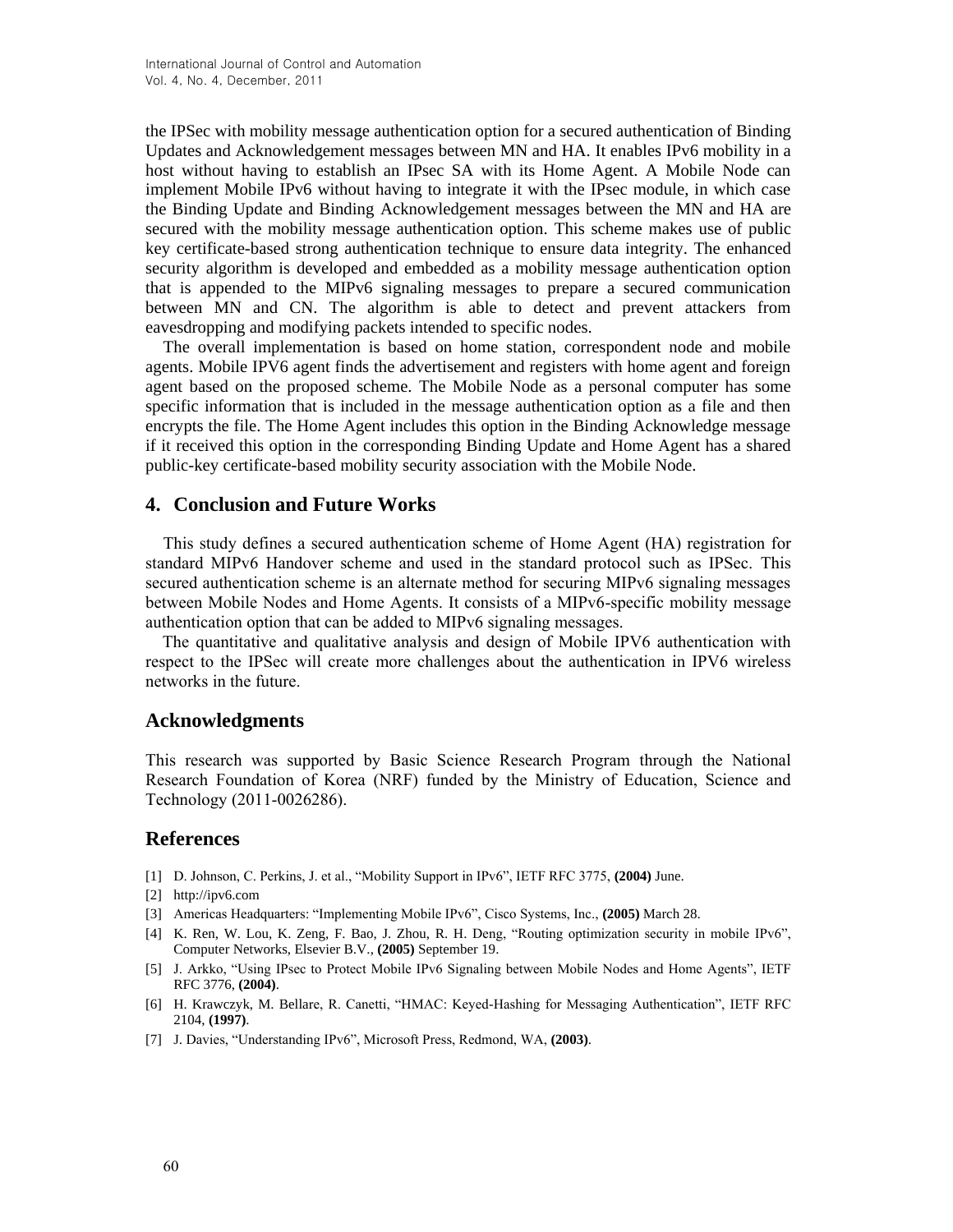the IPSec with mobility message authentication option for a secured authentication of Binding Updates and Acknowledgement messages between MN and HA. It enables IPv6 mobility in a host without having to establish an IPsec SA with its Home Agent. A Mobile Node can implement Mobile IPv6 without having to integrate it with the IPsec module, in which case the Binding Update and Binding Acknowledgement messages between the MN and HA are secured with the mobility message authentication option. This scheme makes use of public key certificate-based strong authentication technique to ensure data integrity. The enhanced security algorithm is developed and embedded as a mobility message authentication option that is appended to the MIPv6 signaling messages to prepare a secured communication between MN and CN. The algorithm is able to detect and prevent attackers from eavesdropping and modifying packets intended to specific nodes.

The overall implementation is based on home station, correspondent node and mobile agents. Mobile IPV6 agent finds the advertisement and registers with home agent and foreign agent based on the proposed scheme. The Mobile Node as a personal computer has some specific information that is included in the message authentication option as a file and then encrypts the file. The Home Agent includes this option in the Binding Acknowledge message if it received this option in the corresponding Binding Update and Home Agent has a shared public-key certificate-based mobility security association with the Mobile Node.

## 4. Conclusion and Future Works

This study defines a secured authentication scheme of Home Agent (HA) registration for standard MIPv6 Handover scheme and used in the standard protocol such as IPSec. This secured authentication scheme is an alternate method for securing MIPv6 signaling messages between Mobile Nodes and Home Agents. It consists of a MIPv6-specific mobility message authentication option that can be added to MIPv6 signaling messages.

The quantitative and qualitative analysis and design of Mobile IPV6 authentication with respect to the IPSec will create more challenges about the authentication in IPV6 wireless networks in the future.

## Acknowledgments

This research was supported by Basic Science Research Program through the National Research Foundation of Korea (NRF) funded by the Ministry of Education, Science and Technology (2011-0026286).

## References

[1] D. Johnson, C. Perkins, J. et al., "Mobility Support in IPv6", IETF RFC 3775, **(2004)** June.

[2] http://ipv6.com

[3] Americas Headquarters: "Implementing Mobile IPv6", Cisco Systems, Inc., **(2005)** March 28.

[4] K. Ren, W. Lou, K. Zeng, F. Bao, J. Zhou, R. H. Deng, "Routing optimization security in mobile IPv6", Computer Networks, Elsevier B.V., **(2005)** September 19.

[5] J. Arkko, "Using IPsec to Protect Mobile IPv6 Signaling between Mobile Nodes and Home Agents", IETF RFC 3776, **(2004)**.

[6] H. Krawczyk, M. Bellare, R. Canetti, "HMAC: Keyed-Hashing for Messaging Authentication", IETF RFC 2104, **(1997)**.

[7] J. Davies, "Understanding IPv6", Microsoft Press, Redmond, WA, **(2003)**.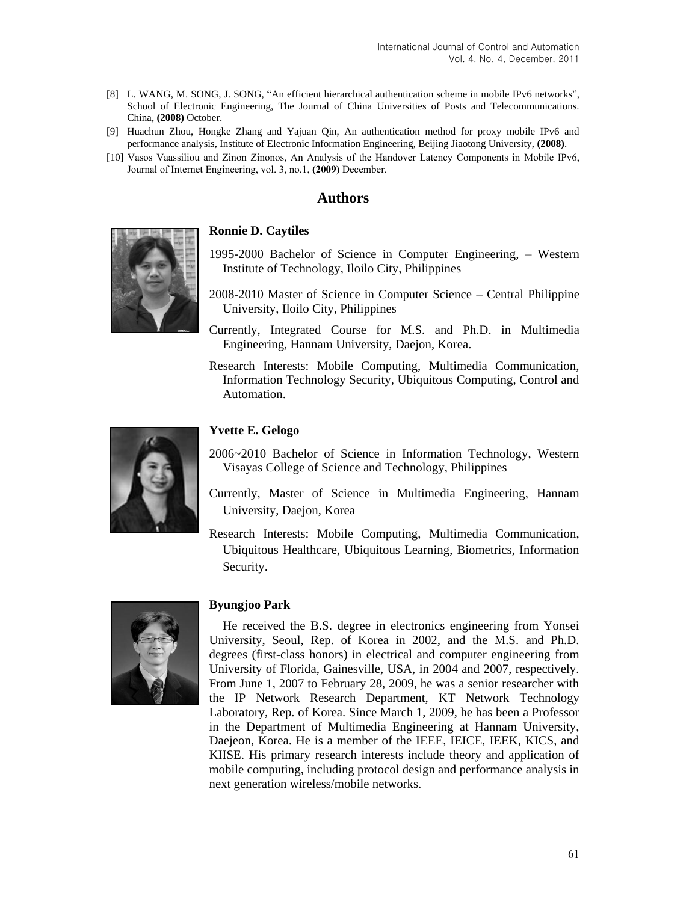[8] L. WANG, M. SONG, J. SONG, "An efficient hierarchical authentication scheme in mobile IPv6 networks", School of Electronic Engineering, The Journal of China Universities of Posts and Telecommunications. China, **(2008)** October.

[9] Huachun Zhou, Hongke Zhang and Yajuan Qin, An authentication method for proxy mobile IPv6 and performance analysis, Institute of Electronic Information Engineering, Beijing Jiaotong University, **(2008)**.

[10] Vasos Vaassiliou and Zinon Zinonos, An Analysis of the Handover Latency Components in Mobile IPv6, Journal of Internet Engineering, vol. 3, no.1, **(2009)** December.

## Authors

**Ronnie D. Caytiles**

1995-2000 Bachelor of Science in Computer Engineering, – Western Institute of Technology, Iloilo City, Philippines

2008-2010 Master of Science in Computer Science – Central Philippine University, Iloilo City, Philippines

Currently, Integrated Course for M.S. and Ph.D. in Multimedia Engineering, Hannam University, Daejon, Korea.

Research Interests: Mobile Computing, Multimedia Communication, Information Technology Security, Ubiquitous Computing, Control and Automation.

**Yvette E. Gelogo**

2006~2010 Bachelor of Science in Information Technology, Western Visayas College of Science and Technology, Philippines

Currently, Master of Science in Multimedia Engineering, Hannam University, Daejon, Korea

Research Interests: Mobile Computing, Multimedia Communication, Ubiquitous Healthcare, Ubiquitous Learning, Biometrics, Information Security.

**Byungjoo Park**

He received the B.S. degree in electronics engineering from Yonsei University, Seoul, Rep. of Korea in 2002, and the M.S. and Ph.D. degrees (first-class honors) in electrical and computer engineering from University of Florida, Gainesville, USA, in 2004 and 2007, respectively. From June 1, 2007 to February 28, 2009, he was a senior researcher with the IP Network Research Department, KT Network Technology Laboratory, Rep. of Korea. Since March 1, 2009, he has been a Professor in the Department of Multimedia Engineering at Hannam University, Daejeon, Korea. He is a member of the IEEE, IEICE, IEEK, KICS, and KIISE. His primary research interests include theory and application of mobile computing, including protocol design and performance analysis in next generation wireless/mobile networks.